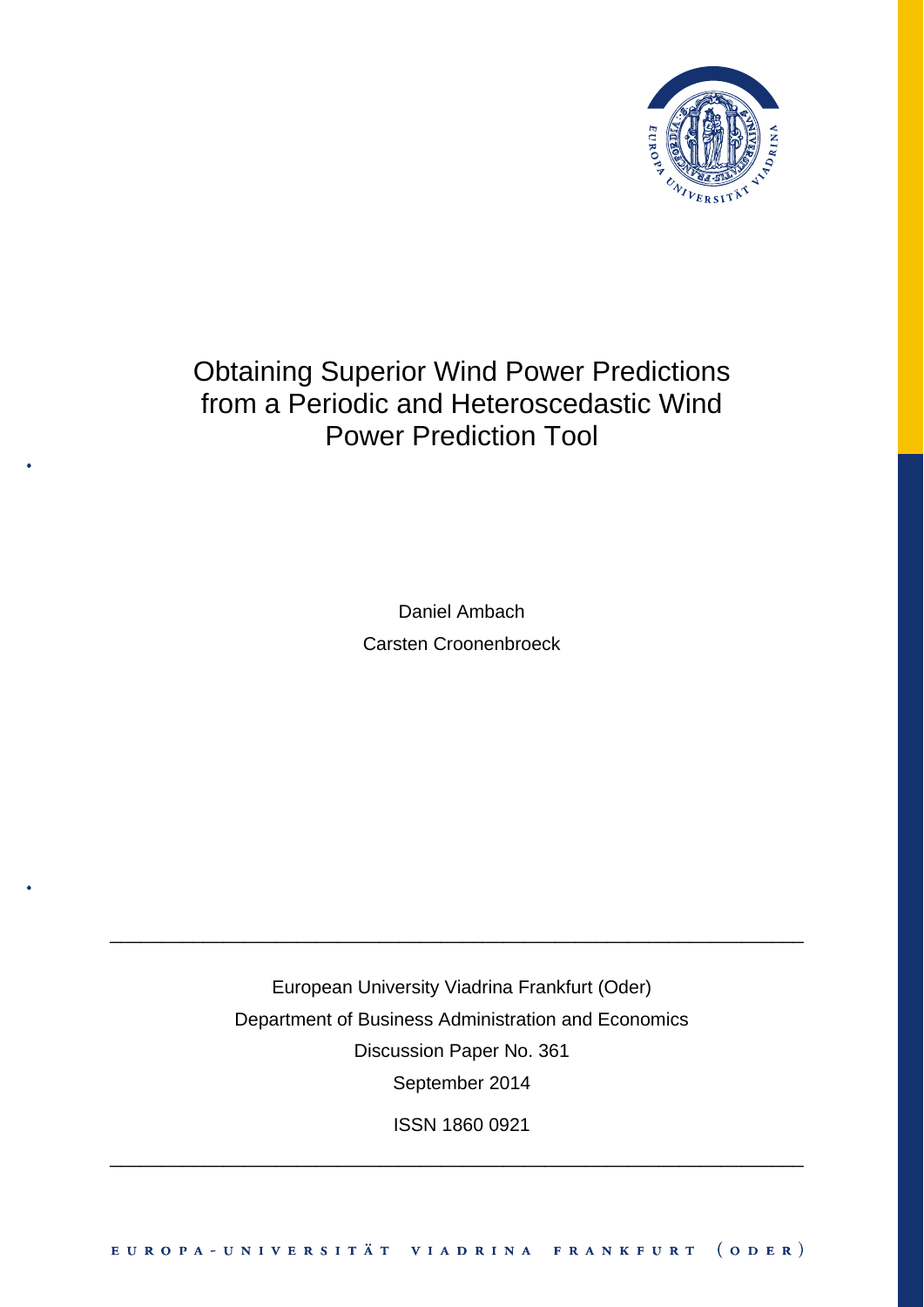# Obtaining Superior Wind Power Predictions from a Periodic and Heteroscedastic Wind Power Prediction Tool

Daniel Ambach

Carsten Croonenbroeck

---

European University Viadrina Frankfurt (Oder)

Department of Business Administration and Economics

Discussion Paper No. 361

September 2014

ISSN 1860 0921

---

EUROPA-UNIVERSITÄT VIADRINA FRANKFURT (ODER)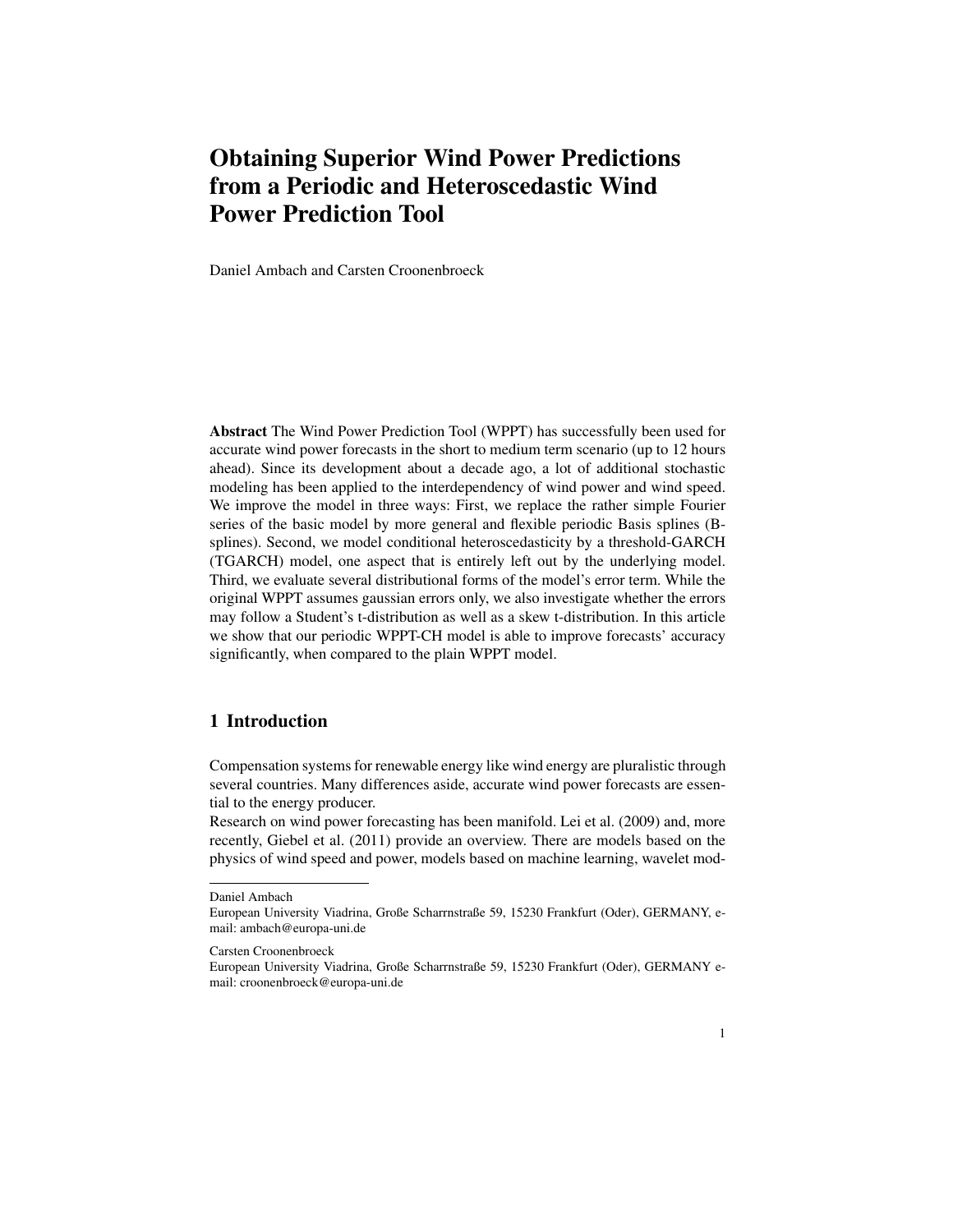# Obtaining Superior Wind Power Predictions from a Periodic and Heteroscedastic Wind Power Prediction Tool

Daniel Ambach and Carsten Croonenbroeck

**Abstract** The Wind Power Prediction Tool (WPPT) has successfully been used for accurate wind power forecasts in the short to medium term scenario (up to 12 hours ahead). Since its development about a decade ago, a lot of additional stochastic modeling has been applied to the interdependency of wind power and wind speed. We improve the model in three ways: First, we replace the rather simple Fourier series of the basic model by more general and flexible periodic Basis splines (B-splines). Second, we model conditional heteroscedasticity by a threshold-GARCH (TGARCH) model, one aspect that is entirely left out by the underlying model. Third, we evaluate several distributional forms of the model's error term. While the original WPPT assumes gaussian errors only, we also investigate whether the errors may follow a Student's t-distribution as well as a skew t-distribution. In this article we show that our periodic WPPT-CH model is able to improve forecasts' accuracy significantly, when compared to the plain WPPT model.

## 1 Introduction

Compensation systems for renewable energy like wind energy are pluralistic through several countries. Many differences aside, accurate wind power forecasts are essential to the energy producer.

Research on wind power forecasting has been manifold. Lei et al. (2009) and, more recently, Giebel et al. (2011) provide an overview. There are models based on the physics of wind speed and power, models based on machine learning, wavelet mod-

---

Daniel Ambach
European University Viadrina, Große Scharrnstraße 59, 15230 Frankfurt (Oder), GERMANY, e-mail: ambach@europa-uni.de

Carsten Croonenbroeck
European University Viadrina, Große Scharrnstraße 59, 15230 Frankfurt (Oder), GERMANY e-mail: croonenbroeck@europa-uni.de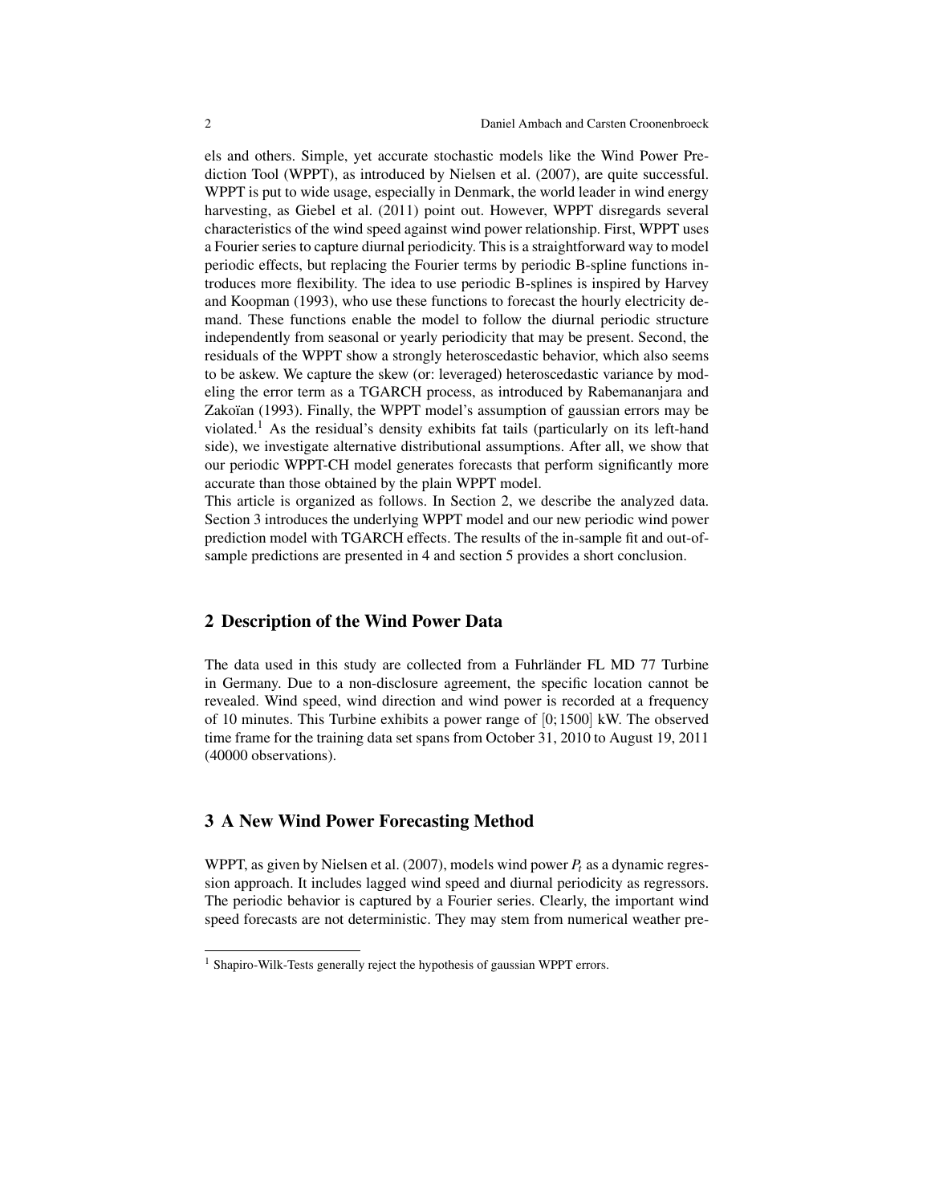els and others. Simple, yet accurate stochastic models like the Wind Power Prediction Tool (WPPT), as introduced by Nielsen et al. (2007), are quite successful. WPPT is put to wide usage, especially in Denmark, the world leader in wind energy harvesting, as Giebel et al. (2011) point out. However, WPPT disregards several characteristics of the wind speed against wind power relationship. First, WPPT uses a Fourier series to capture diurnal periodicity. This is a straightforward way to model periodic effects, but replacing the Fourier terms by periodic B-spline functions introduces more flexibility. The idea to use periodic B-splines is inspired by Harvey and Koopman (1993), who use these functions to forecast the hourly electricity demand. These functions enable the model to follow the diurnal periodic structure independently from seasonal or yearly periodicity that may be present. Second, the residuals of the WPPT show a strongly heteroscedastic behavior, which also seems to be askew. We capture the skew (or: leveraged) heteroscedastic variance by modeling the error term as a TGARCH process, as introduced by Rabemananjara and Zakoïan (1993). Finally, the WPPT model's assumption of gaussian errors may be violated.[1] As the residual's density exhibits fat tails (particularly on its left-hand side), we investigate alternative distributional assumptions. After all, we show that our periodic WPPT-CH model generates forecasts that perform significantly more accurate than those obtained by the plain WPPT model.

This article is organized as follows. In Section 2, we describe the analyzed data. Section 3 introduces the underlying WPPT model and our new periodic wind power prediction model with TGARCH effects. The results of the in-sample fit and out-of-sample predictions are presented in 4 and section 5 provides a short conclusion.

## 2 Description of the Wind Power Data

The data used in this study are collected from a Fuhrländer FL MD 77 Turbine in Germany. Due to a non-disclosure agreement, the specific location cannot be revealed. Wind speed, wind direction and wind power is recorded at a frequency of 10 minutes. This Turbine exhibits a power range of $[0;1500]$ kW. The observed time frame for the training data set spans from October 31, 2010 to August 19, 2011 (40000 observations).

## 3 A New Wind Power Forecasting Method

WPPT, as given by Nielsen et al. (2007), models wind power $P_t$ as a dynamic regression approach. It includes lagged wind speed and diurnal periodicity as regressors. The periodic behavior is captured by a Fourier series. Clearly, the important wind speed forecasts are not deterministic. They may stem from numerical weather pre-

[1] Shapiro-Wilk-Tests generally reject the hypothesis of gaussian WPPT errors.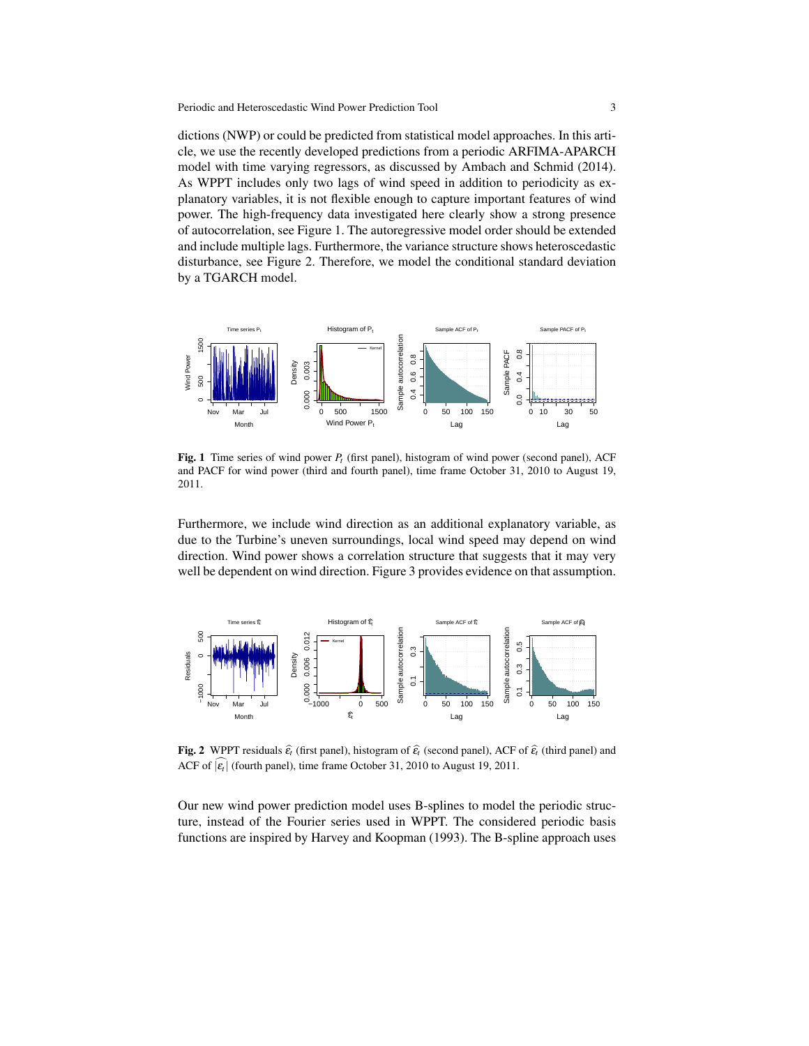dictions (NWP) or could be predicted from statistical model approaches. In this article, we use the recently developed predictions from a periodic ARFIMA-APARCH model with time varying regressors, as discussed by Ambach and Schmid (2014). As WPPT includes only two lags of wind speed in addition to periodicity as explanatory variables, it is not flexible enough to capture important features of wind power. The high-frequency data investigated here clearly show a strong presence of autocorrelation, see Figure 1. The autoregressive model order should be extended and include multiple lags. Furthermore, the variance structure shows heteroscedastic disturbance, see Figure 2. Therefore, we model the conditional standard deviation by a TGARCH model.

**Fig. 1** Time series of wind power $P_t$ (first panel), histogram of wind power (second panel), ACF and PACF for wind power (third and fourth panel), time frame October 31, 2010 to August 19, 2011.

Furthermore, we include wind direction as an additional explanatory variable, as due to the Turbine's uneven surroundings, local wind speed may depend on wind direction. Wind power shows a correlation structure that suggests that it may very well be dependent on wind direction. Figure 3 provides evidence on that assumption.

**Fig. 2** WPPT residuals $\widehat{\varepsilon}_t$ (first panel), histogram of $\widehat{\varepsilon}_t$ (second panel), ACF of $\widehat{\varepsilon}_t$ (third panel) and ACF of $\widehat{|\varepsilon_t|}$ (fourth panel), time frame October 31, 2010 to August 19, 2011.

Our new wind power prediction model uses B-splines to model the periodic structure, instead of the Fourier series used in WPPT. The considered periodic basis functions are inspired by Harvey and Koopman (1993). The B-spline approach uses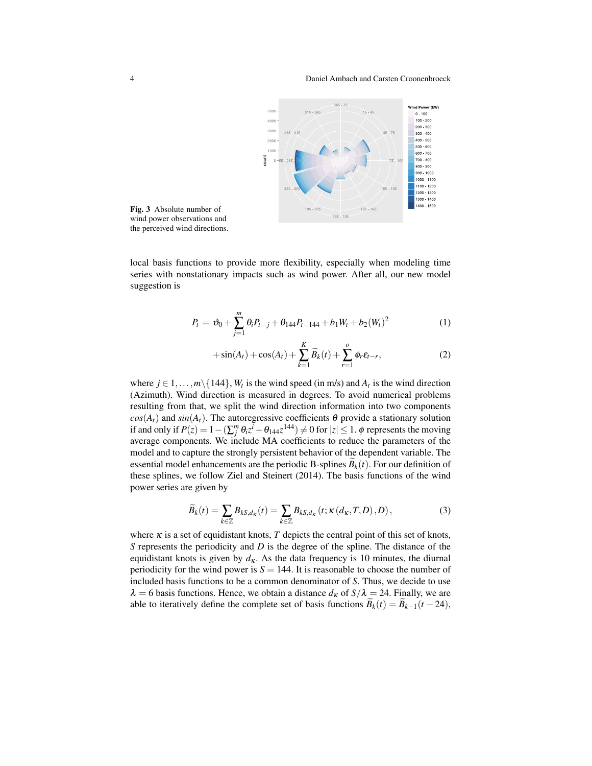Fig. 3 Absolute number of wind power observations and the perceived wind directions.

local basis functions to provide more flexibility, especially when modeling time series with nonstationary impacts such as wind power. After all, our new model suggestion is

$$P_t = \vartheta_0 + \sum_{j=1}^{m} \theta_i P_{t-j} + \theta_{144} P_{t-144} + b_1 W_t + b_2 (W_t)^2 \tag{1}$$

$$+ \sin(A_t) + \cos(A_t) + \sum_{k=1}^{K} \widetilde{B}_k(t) + \sum_{r=1}^{o} \phi_r \varepsilon_{t-r}, \tag{2}$$

where $j \in 1, \ldots, m \backslash \{144\}$, $W_t$ is the wind speed (in m/s) and $A_t$ is the wind direction (Azimuth). Wind direction is measured in degrees. To avoid numerical problems resulting from that, we split the wind direction information into two components $cos(A_t)$ and $sin(A_t)$. The autoregressive coefficients $\theta$ provide a stationary solution if and only if $P(z) = 1 - (\sum_j^m \theta_i z^i + \theta_{144} z^{144}) \neq 0$ for $|z| \leq 1$. $\phi$ represents the moving average components. We include MA coefficients to reduce the parameters of the model and to capture the strongly persistent behavior of the dependent variable. The essential model enhancements are the periodic B-splines $\widetilde{B}_k(t)$. For our definition of these splines, we follow Ziel and Steinert (2014). The basis functions of the wind power series are given by

$$\widetilde{B}_k(t) = \sum_{k \in \mathbb{Z}} B_{kS,d_\kappa}(t) = \sum_{k \in \mathbb{Z}} B_{kS,d_\kappa}\left(t; \kappa\left(d_\kappa, T, D\right), D\right), \tag{3}$$

where $\kappa$ is a set of equidistant knots, $T$ depicts the central point of this set of knots, $S$ represents the periodicity and $D$ is the degree of the spline. The distance of the equidistant knots is given by $d_\kappa$. As the data frequency is 10 minutes, the diurnal periodicity for the wind power is $S = 144$. It is reasonable to choose the number of included basis functions to be a common denominator of $S$. Thus, we decide to use $\lambda = 6$ basis functions. Hence, we obtain a distance $d_\kappa$ of $S/\lambda = 24$. Finally, we are able to iteratively define the complete set of basis functions $\widetilde{B}_k(t) = \widetilde{B}_{k-1}(t-24)$,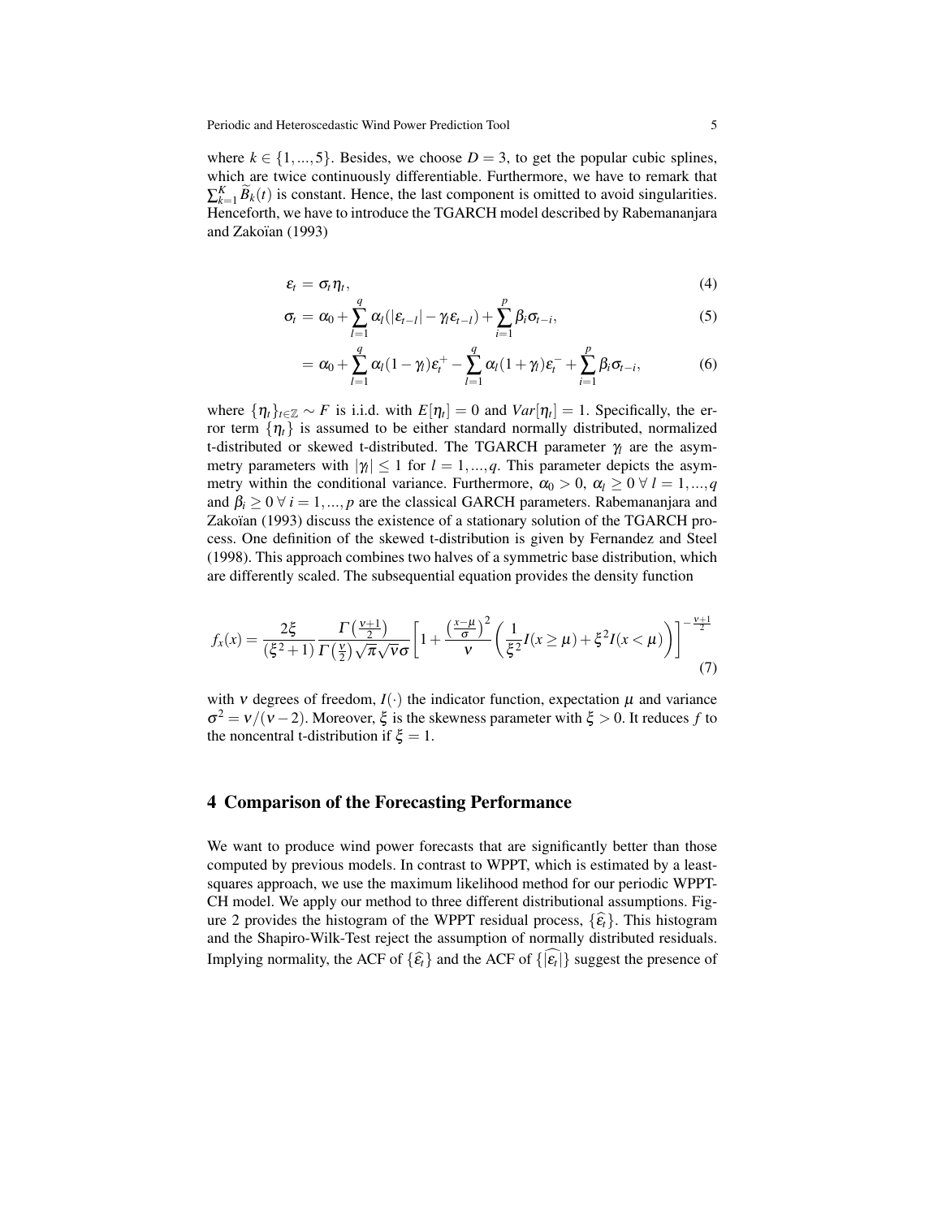where $k \in \{1, ..., 5\}$. Besides, we choose $D = 3$, to get the popular cubic splines, which are twice continuously differentiable. Furthermore, we have to remark that $\sum_{k=1}^{K} \widetilde{B}_k(t)$ is constant. Hence, the last component is omitted to avoid singularities. Henceforth, we have to introduce the TGARCH model described by Rabemananjara and Zakoïan (1993)

$$\varepsilon_t = \sigma_t \eta_t, \tag{4}$$

$$\sigma_t = \alpha_0 + \sum_{l=1}^{q} \alpha_l (|\varepsilon_{t-l}| - \gamma_l \varepsilon_{t-l}) + \sum_{i=1}^{p} \beta_i \sigma_{t-i}, \tag{5}$$

$$= \alpha_0 + \sum_{l=1}^{q} \alpha_l (1 - \gamma_l) \varepsilon_t^+ - \sum_{l=1}^{q} \alpha_l (1 + \gamma_l) \varepsilon_t^- + \sum_{i=1}^{p} \beta_i \sigma_{t-i}, \tag{6}$$

where $\{\eta_t\}_{t \in \mathbb{Z}} \sim F$ is i.i.d. with $E[\eta_t] = 0$ and $Var[\eta_t] = 1$. Specifically, the error term $\{\eta_t\}$ is assumed to be either standard normally distributed, normalized t-distributed or skewed t-distributed. The TGARCH parameter $\gamma_l$ are the asymmetry parameters with $|\gamma_l| \leq 1$ for $l = 1, ..., q$. This parameter depicts the asymmetry within the conditional variance. Furthermore, $\alpha_0 > 0$, $\alpha_l \geq 0 \; \forall \; l = 1, ..., q$ and $\beta_i \geq 0 \; \forall \; i = 1, ..., p$ are the classical GARCH parameters. Rabemananjara and Zakoïan (1993) discuss the existence of a stationary solution of the TGARCH process. One definition of the skewed t-distribution is given by Fernandez and Steel (1998). This approach combines two halves of a symmetric base distribution, which are differently scaled. The subsequential equation provides the density function

$$f_x(x) = \frac{2\xi}{(\xi^2 + 1)} \frac{\Gamma\left(\frac{\nu+1}{2}\right)}{\Gamma\left(\frac{\nu}{2}\right) \sqrt{\pi} \sqrt{\nu} \sigma} \left[ 1 + \frac{\left(\frac{x-\mu}{\sigma}\right)^2}{\nu} \left( \frac{1}{\xi^2} I(x \geq \mu) + \xi^2 I(x < \mu) \right) \right]^{-\frac{\nu+1}{2}} \tag{7}$$

with $\nu$ degrees of freedom, $I(\cdot)$ the indicator function, expectation $\mu$ and variance $\sigma^2 = \nu/(\nu - 2)$. Moreover, $\xi$ is the skewness parameter with $\xi > 0$. It reduces $f$ to the noncentral t-distribution if $\xi = 1$.

## 4 Comparison of the Forecasting Performance

We want to produce wind power forecasts that are significantly better than those computed by previous models. In contrast to WPPT, which is estimated by a least-squares approach, we use the maximum likelihood method for our periodic WPPT-CH model. We apply our method to three different distributional assumptions. Figure 2 provides the histogram of the WPPT residual process, $\{\widehat{\varepsilon}_t\}$. This histogram and the Shapiro-Wilk-Test reject the assumption of normally distributed residuals. Implying normality, the ACF of $\{\widehat{\varepsilon}_t\}$ and the ACF of $\{\widehat{|\varepsilon_t|}\}$ suggest the presence of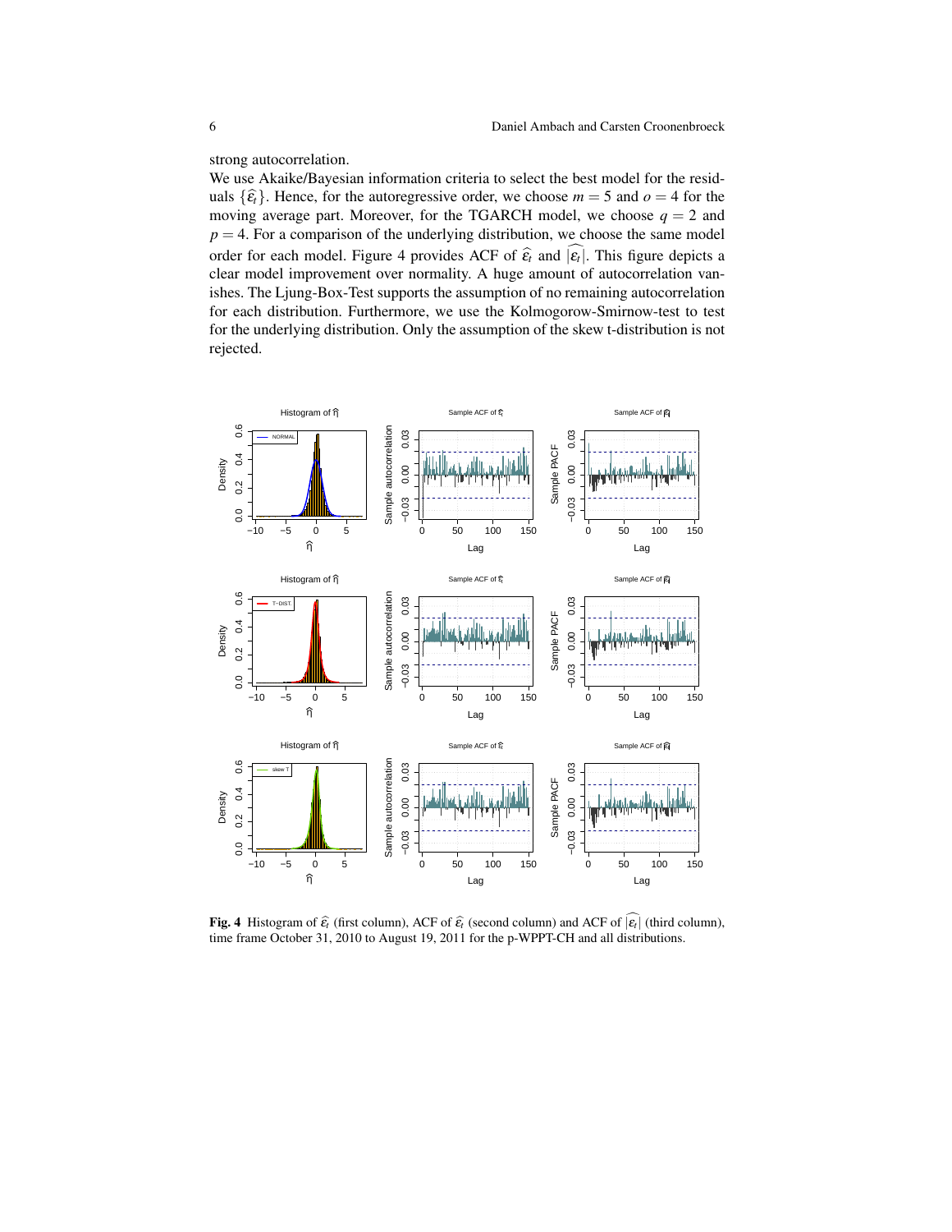strong autocorrelation.

We use Akaike/Bayesian information criteria to select the best model for the residuals $\{\widehat{\varepsilon}_t\}$. Hence, for the autoregressive order, we choose $m = 5$ and $o = 4$ for the moving average part. Moreover, for the TGARCH model, we choose $q = 2$ and $p = 4$. For a comparison of the underlying distribution, we choose the same model order for each model. Figure 4 provides ACF of $\widehat{\varepsilon}_t$ and $\widehat{|\varepsilon_t|}$. This figure depicts a clear model improvement over normality. A huge amount of autocorrelation vanishes. The Ljung-Box-Test supports the assumption of no remaining autocorrelation for each distribution. Furthermore, we use the Kolmogorow-Smirnow-test to test for the underlying distribution. Only the assumption of the skew t-distribution is not rejected.

**Fig. 4** Histogram of $\widehat{\varepsilon}_t$ (first column), ACF of $\widehat{\varepsilon}_t$ (second column) and ACF of $\widehat{|\varepsilon_t|}$ (third column), time frame October 31, 2010 to August 19, 2011 for the p-WPPT-CH and all distributions.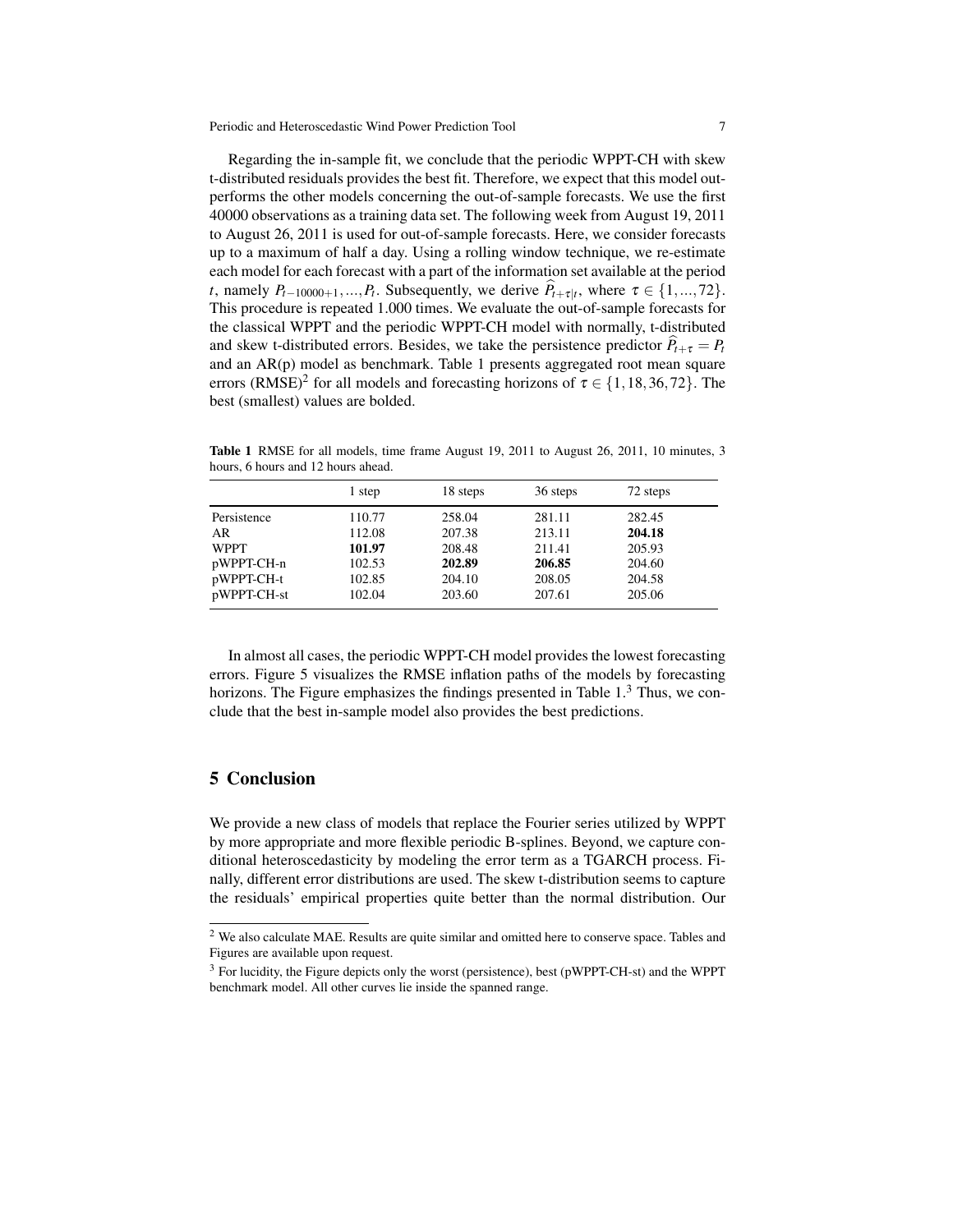Regarding the in-sample fit, we conclude that the periodic WPPT-CH with skew t-distributed residuals provides the best fit. Therefore, we expect that this model outperforms the other models concerning the out-of-sample forecasts. We use the first 40000 observations as a training data set. The following week from August 19, 2011 to August 26, 2011 is used for out-of-sample forecasts. Here, we consider forecasts up to a maximum of half a day. Using a rolling window technique, we re-estimate each model for each forecast with a part of the information set available at the period $t$, namely $P_{t-10000+1}, ..., P_t$. Subsequently, we derive $\widehat{P}_{t+\tau|t}$, where $\tau \in \{1, ..., 72\}$. This procedure is repeated 1.000 times. We evaluate the out-of-sample forecasts for the classical WPPT and the periodic WPPT-CH model with normally, t-distributed and skew t-distributed errors. Besides, we take the persistence predictor $\widehat{P}_{t+\tau} = P_t$ and an AR(p) model as benchmark. Table 1 presents aggregated root mean square errors (RMSE)[2] for all models and forecasting horizons of $\tau \in \{1, 18, 36, 72\}$. The best (smallest) values are bolded.

**Table 1** RMSE for all models, time frame August 19, 2011 to August 26, 2011, 10 minutes, 3 hours, 6 hours and 12 hours ahead.

| | 1 step | 18 steps | 36 steps | 72 steps |
|---|---|---|---|---|
| Persistence | 110.77 | 258.04 | 281.11 | 282.45 |
| AR | 112.08 | 207.38 | 213.11 | **204.18** |
| WPPT | **101.97** | 208.48 | 211.41 | 205.93 |
| pWPPT-CH-n | 102.53 | **202.89** | **206.85** | 204.60 |
| pWPPT-CH-t | 102.85 | 204.10 | 208.05 | 204.58 |
| pWPPT-CH-st | 102.04 | 203.60 | 207.61 | 205.06 |

In almost all cases, the periodic WPPT-CH model provides the lowest forecasting errors. Figure 5 visualizes the RMSE inflation paths of the models by forecasting horizons. The Figure emphasizes the findings presented in Table 1.[3] Thus, we conclude that the best in-sample model also provides the best predictions.

## 5 Conclusion

We provide a new class of models that replace the Fourier series utilized by WPPT by more appropriate and more flexible periodic B-splines. Beyond, we capture conditional heteroscedasticity by modeling the error term as a TGARCH process. Finally, different error distributions are used. The skew t-distribution seems to capture the residuals' empirical properties quite better than the normal distribution. Our

---

[2] We also calculate MAE. Results are quite similar and omitted here to conserve space. Tables and Figures are available upon request.

[3] For lucidity, the Figure depicts only the worst (persistence), best (pWPPT-CH-st) and the WPPT benchmark model. All other curves lie inside the spanned range.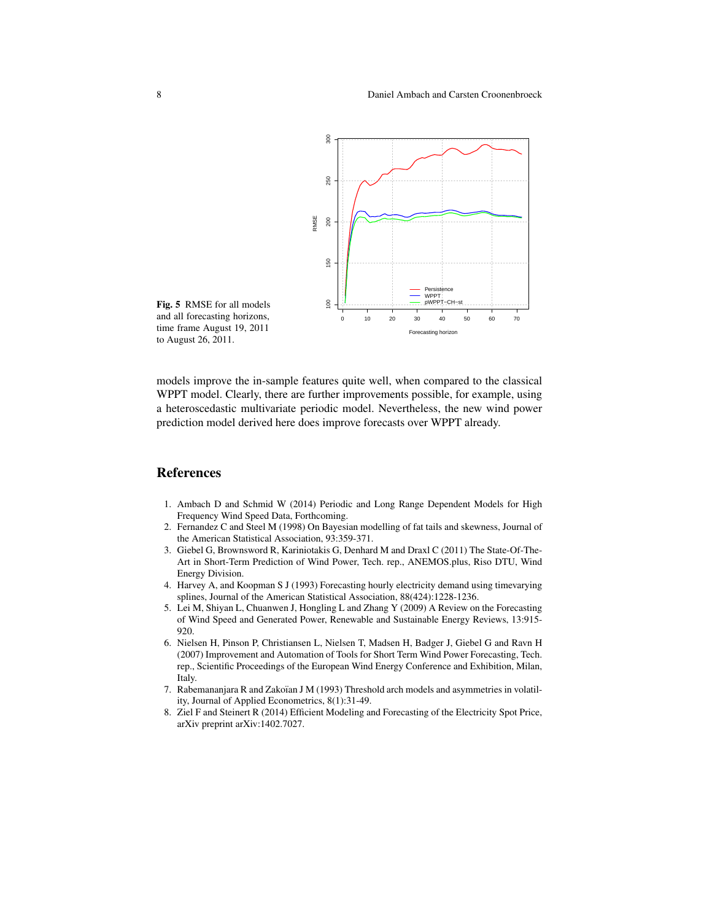RMSE

300
250
200
150
100

0 10 20 30 40 50 60 70

Forecasting horizon

Persistence
WPPT
pWPPT−CH−st

**Fig. 5** RMSE for all models and all forecasting horizons, time frame August 19, 2011 to August 26, 2011.

models improve the in-sample features quite well, when compared to the classical WPPT model. Clearly, there are further improvements possible, for example, using a heteroscedastic multivariate periodic model. Nevertheless, the new wind power prediction model derived here does improve forecasts over WPPT already.

## References

1. Ambach D and Schmid W (2014) Periodic and Long Range Dependent Models for High Frequency Wind Speed Data, Forthcoming.
2. Fernandez C and Steel M (1998) On Bayesian modelling of fat tails and skewness, Journal of the American Statistical Association, 93:359-371.
3. Giebel G, Brownsword R, Kariniotakis G, Denhard M and Draxl C (2011) The State-Of-The-Art in Short-Term Prediction of Wind Power, Tech. rep., ANEMOS.plus, Riso DTU, Wind Energy Division.
4. Harvey A, and Koopman S J (1993) Forecasting hourly electricity demand using timevarying splines, Journal of the American Statistical Association, 88(424):1228-1236.
5. Lei M, Shiyan L, Chuanwen J, Hongling L and Zhang Y (2009) A Review on the Forecasting of Wind Speed and Generated Power, Renewable and Sustainable Energy Reviews, 13:915-920.
6. Nielsen H, Pinson P, Christiansen L, Nielsen T, Madsen H, Badger J, Giebel G and Ravn H (2007) Improvement and Automation of Tools for Short Term Wind Power Forecasting, Tech. rep., Scientific Proceedings of the European Wind Energy Conference and Exhibition, Milan, Italy.
7. Rabemananjara R and Zakoïan J M (1993) Threshold arch models and asymmetries in volatility, Journal of Applied Econometrics, 8(1):31-49.
8. Ziel F and Steinert R (2014) Efficient Modeling and Forecasting of the Electricity Spot Price, arXiv preprint arXiv:1402.7027.